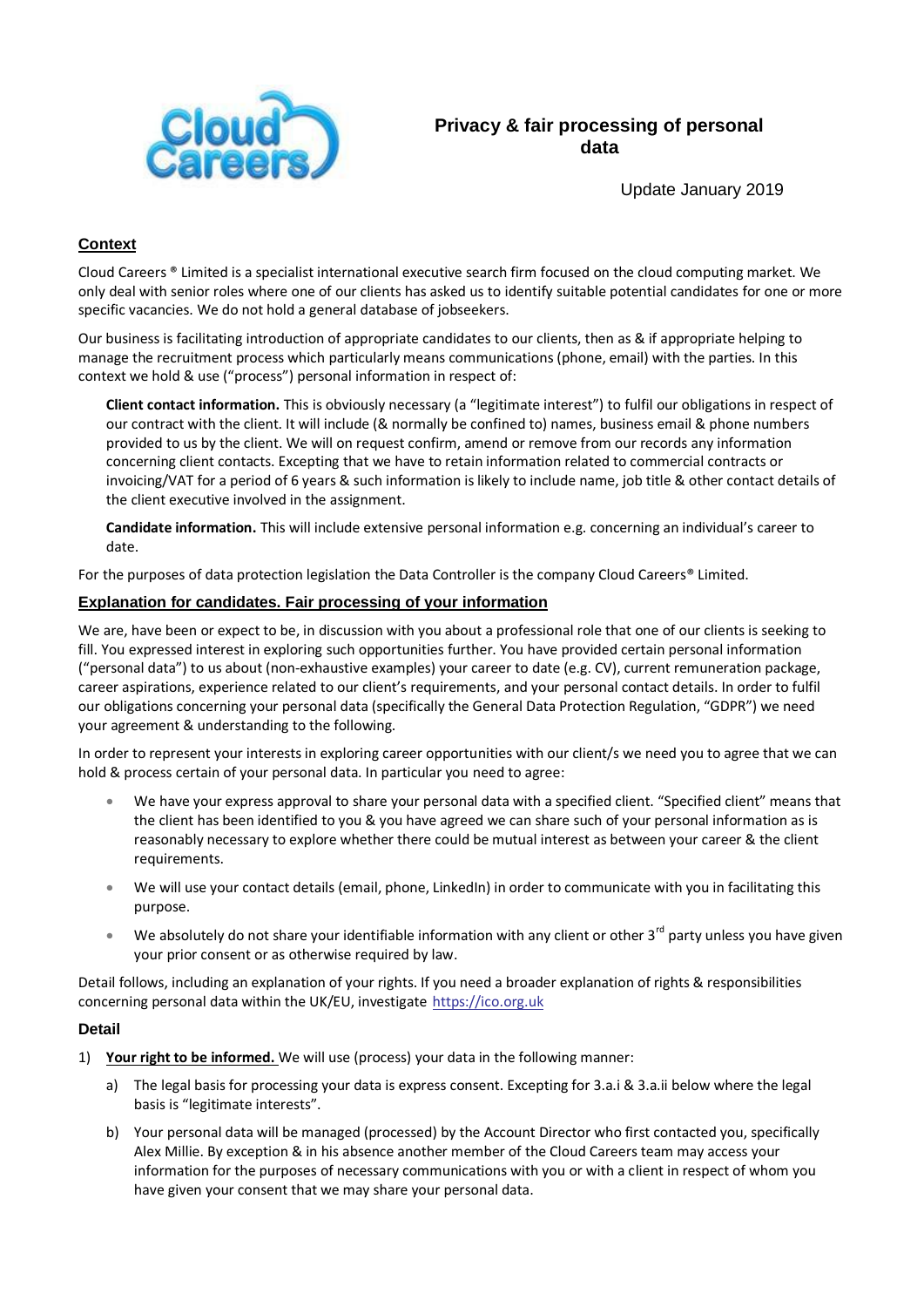# Privacy & fair processing of personal data

Update January 2019

## Context

Cloud Careers ® Limited is a specialist international executive search firm focused on the cloud computing market. We only deal with senior roles where one of our clients has asked us to identify suitable potential candidates for one or more specific vacancies. We do not hold a general database of jobseekers.

Our business is facilitating introduction of appropriate candidates to our clients, then as & if appropriate helping to manage the recruitment process which particularly means communications (phone, email) with the parties. In this context we hold & use ("process") personal information in respect of:

**Client contact information.** This is obviously necessary (a "legitimate interest") to fulfil our obligations in respect of our contract with the client. It will include (& normally be confined to) names, business email & phone numbers provided to us by the client. We will on request confirm, amend or remove from our records any information concerning client contacts. Excepting that we have to retain information related to commercial contracts or invoicing/VAT for a period of 6 years & such information is likely to include name, job title & other contact details of the client executive involved in the assignment.

**Candidate information.** This will include extensive personal information e.g. concerning an individual's career to date.

For the purposes of data protection legislation the Data Controller is the company Cloud Careers® Limited.

## Explanation for candidates. Fair processing of your information

We are, have been or expect to be, in discussion with you about a professional role that one of our clients is seeking to fill. You expressed interest in exploring such opportunities further. You have provided certain personal information ("personal data") to us about (non-exhaustive examples) your career to date (e.g. CV), current remuneration package, career aspirations, experience related to our client's requirements, and your personal contact details. In order to fulfil our obligations concerning your personal data (specifically the General Data Protection Regulation, "GDPR") we need your agreement & understanding to the following.

In order to represent your interests in exploring career opportunities with our client/s we need you to agree that we can hold & process certain of your personal data. In particular you need to agree:

- We have your express approval to share your personal data with a specified client. "Specified client" means that the client has been identified to you & you have agreed we can share such of your personal information as is reasonably necessary to explore whether there could be mutual interest as between your career & the client requirements.
- We will use your contact details (email, phone, LinkedIn) in order to communicate with you in facilitating this purpose.
- We absolutely do not share your identifiable information with any client or other 3rd party unless you have given your prior consent or as otherwise required by law.

Detail follows, including an explanation of your rights. If you need a broader explanation of rights & responsibilities concerning personal data within the UK/EU, investigate https://ico.org.uk

### Detail

1) **Your right to be informed.** We will use (process) your data in the following manner:
   a) The legal basis for processing your data is express consent. Excepting for 3.a.i & 3.a.ii below where the legal basis is "legitimate interests".
   b) Your personal data will be managed (processed) by the Account Director who first contacted you, specifically Alex Millie. By exception & in his absence another member of the Cloud Careers team may access your information for the purposes of necessary communications with you or with a client in respect of whom you have given your consent that we may share your personal data.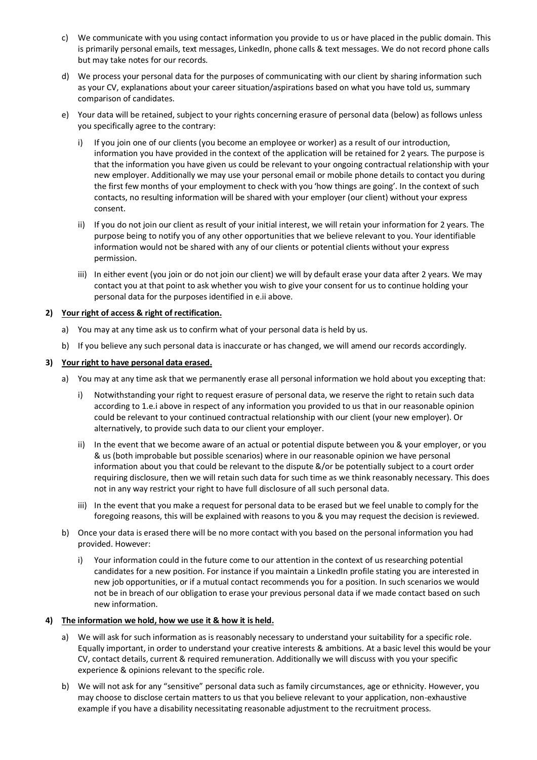c) We communicate with you using contact information you provide to us or have placed in the public domain. This is primarily personal emails, text messages, LinkedIn, phone calls & text messages. We do not record phone calls but may take notes for our records.

d) We process your personal data for the purposes of communicating with our client by sharing information such as your CV, explanations about your career situation/aspirations based on what you have told us, summary comparison of candidates.

e) Your data will be retained, subject to your rights concerning erasure of personal data (below) as follows unless you specifically agree to the contrary:

   i) If you join one of our clients (you become an employee or worker) as a result of our introduction, information you have provided in the context of the application will be retained for 2 years. The purpose is that the information you have given us could be relevant to your ongoing contractual relationship with your new employer. Additionally we may use your personal email or mobile phone details to contact you during the first few months of your employment to check with you 'how things are going'. In the context of such contacts, no resulting information will be shared with your employer (our client) without your express consent.

   ii) If you do not join our client as result of your initial interest, we will retain your information for 2 years. The purpose being to notify you of any other opportunities that we believe relevant to you. Your identifiable information would not be shared with any of our clients or potential clients without your express permission.

   iii) In either event (you join or do not join our client) we will by default erase your data after 2 years. We may contact you at that point to ask whether you wish to give your consent for us to continue holding your personal data for the purposes identified in e.ii above.

**2) Your right of access & right of rectification.**

a) You may at any time ask us to confirm what of your personal data is held by us.

b) If you believe any such personal data is inaccurate or has changed, we will amend our records accordingly.

**3) Your right to have personal data erased.**

a) You may at any time ask that we permanently erase all personal information we hold about you excepting that:

   i) Notwithstanding your right to request erasure of personal data, we reserve the right to retain such data according to 1.e.i above in respect of any information you provided to us that in our reasonable opinion could be relevant to your continued contractual relationship with our client (your new employer). Or alternatively, to provide such data to our client your employer.

   ii) In the event that we become aware of an actual or potential dispute between you & your employer, or you & us (both improbable but possible scenarios) where in our reasonable opinion we have personal information about you that could be relevant to the dispute &/or be potentially subject to a court order requiring disclosure, then we will retain such data for such time as we think reasonably necessary. This does not in any way restrict your right to have full disclosure of all such personal data.

   iii) In the event that you make a request for personal data to be erased but we feel unable to comply for the foregoing reasons, this will be explained with reasons to you & you may request the decision is reviewed.

b) Once your data is erased there will be no more contact with you based on the personal information you had provided. However:

   i) Your information could in the future come to our attention in the context of us researching potential candidates for a new position. For instance if you maintain a LinkedIn profile stating you are interested in new job opportunities, or if a mutual contact recommends you for a position. In such scenarios we would not be in breach of our obligation to erase your previous personal data if we made contact based on such new information.

**4) The information we hold, how we use it & how it is held.**

a) We will ask for such information as is reasonably necessary to understand your suitability for a specific role. Equally important, in order to understand your creative interests & ambitions. At a basic level this would be your CV, contact details, current & required remuneration. Additionally we will discuss with you your specific experience & opinions relevant to the specific role.

b) We will not ask for any "sensitive" personal data such as family circumstances, age or ethnicity. However, you may choose to disclose certain matters to us that you believe relevant to your application, non-exhaustive example if you have a disability necessitating reasonable adjustment to the recruitment process.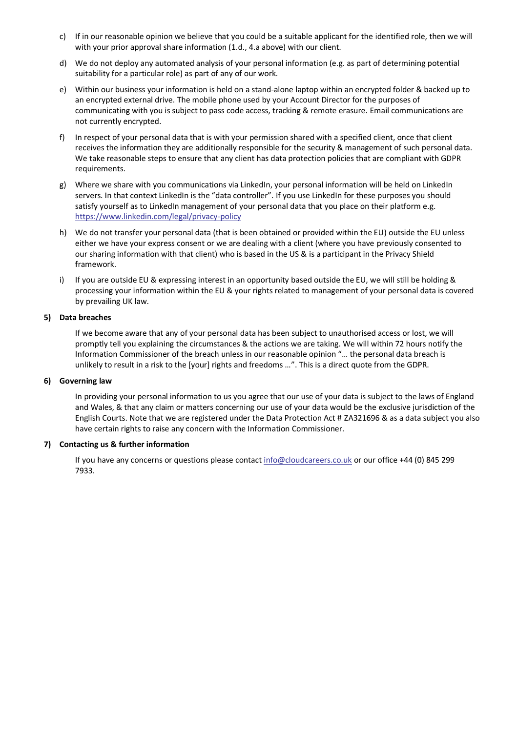c) If in our reasonable opinion we believe that you could be a suitable applicant for the identified role, then we will with your prior approval share information (1.d., 4.a above) with our client.

d) We do not deploy any automated analysis of your personal information (e.g. as part of determining potential suitability for a particular role) as part of any of our work.

e) Within our business your information is held on a stand-alone laptop within an encrypted folder & backed up to an encrypted external drive. The mobile phone used by your Account Director for the purposes of communicating with you is subject to pass code access, tracking & remote erasure. Email communications are not currently encrypted.

f) In respect of your personal data that is with your permission shared with a specified client, once that client receives the information they are additionally responsible for the security & management of such personal data. We take reasonable steps to ensure that any client has data protection policies that are compliant with GDPR requirements.

g) Where we share with you communications via LinkedIn, your personal information will be held on LinkedIn servers. In that context LinkedIn is the "data controller". If you use LinkedIn for these purposes you should satisfy yourself as to LinkedIn management of your personal data that you place on their platform e.g. https://www.linkedin.com/legal/privacy-policy

h) We do not transfer your personal data (that is been obtained or provided within the EU) outside the EU unless either we have your express consent or we are dealing with a client (where you have previously consented to our sharing information with that client) who is based in the US & is a participant in the Privacy Shield framework.

i) If you are outside EU & expressing interest in an opportunity based outside the EU, we will still be holding & processing your information within the EU & your rights related to management of your personal data is covered by prevailing UK law.

**5) Data breaches**

If we become aware that any of your personal data has been subject to unauthorised access or lost, we will promptly tell you explaining the circumstances & the actions we are taking. We will within 72 hours notify the Information Commissioner of the breach unless in our reasonable opinion "… the personal data breach is unlikely to result in a risk to the [your] rights and freedoms …". This is a direct quote from the GDPR.

**6) Governing law**

In providing your personal information to us you agree that our use of your data is subject to the laws of England and Wales, & that any claim or matters concerning our use of your data would be the exclusive jurisdiction of the English Courts. Note that we are registered under the Data Protection Act # ZA321696 & as a data subject you also have certain rights to raise any concern with the Information Commissioner.

**7) Contacting us & further information**

If you have any concerns or questions please contact info@cloudcareers.co.uk or our office +44 (0) 845 299 7933.